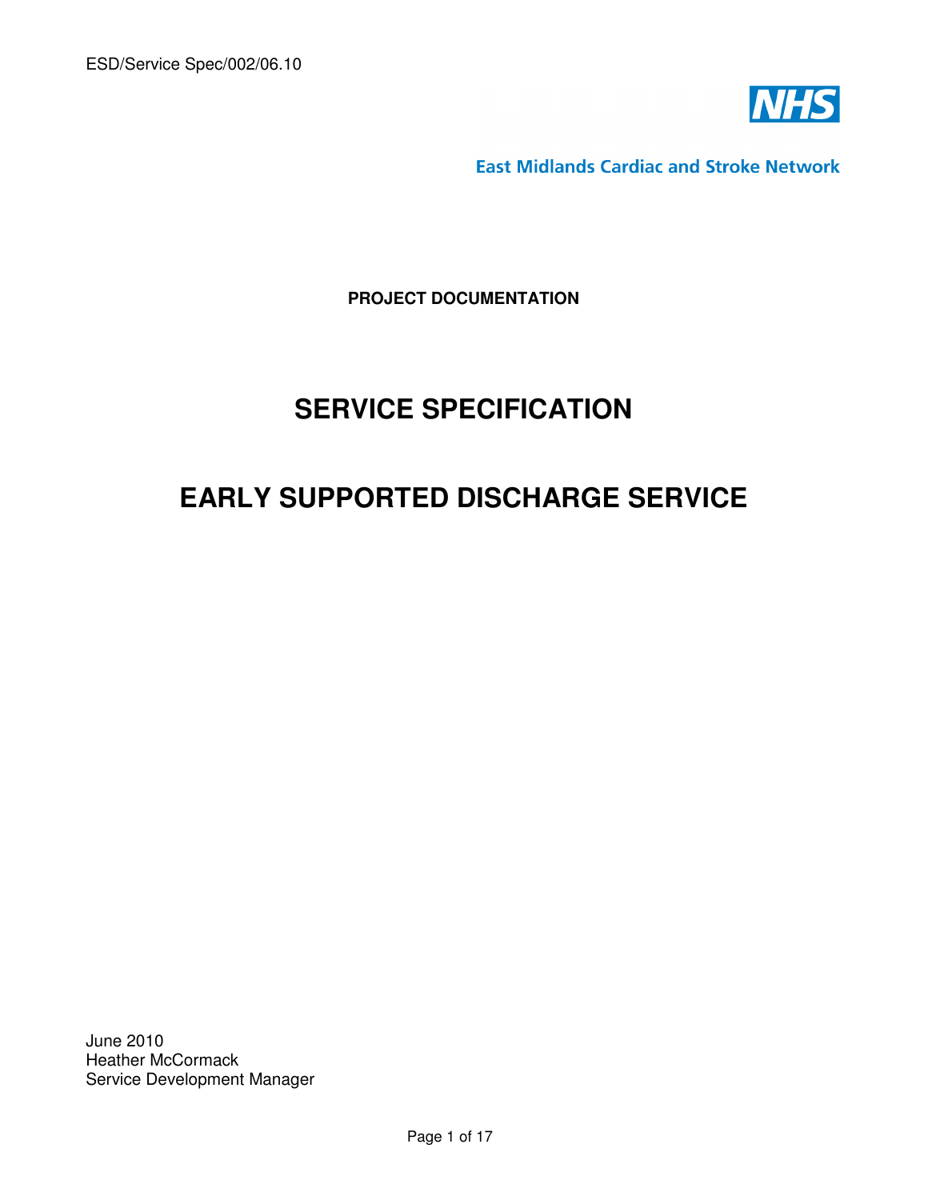ESD/Service Spec/002/06.10

NHS

East Midlands Cardiac and Stroke Network

**PROJECT DOCUMENTATION**

# SERVICE SPECIFICATION

# EARLY SUPPORTED DISCHARGE SERVICE

June 2010
Heather McCormack
Service Development Manager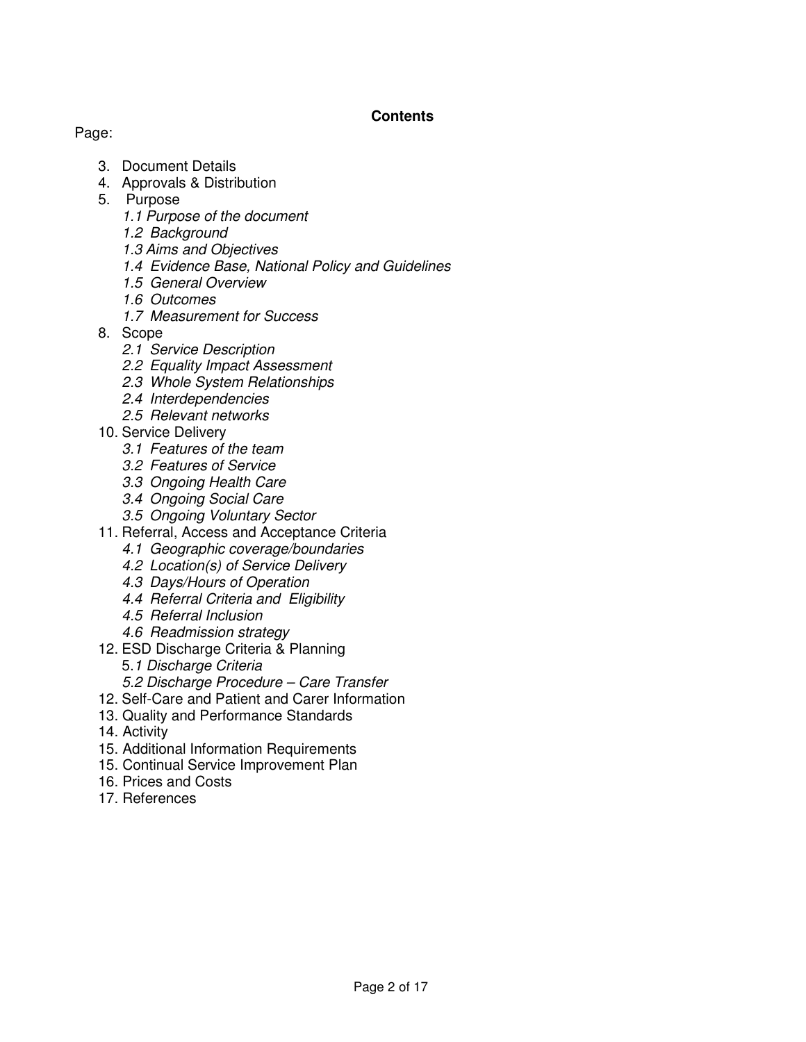**Contents**

Page:

3. Document Details
4. Approvals & Distribution
5. Purpose
   - *1.1 Purpose of the document*
   - *1.2 Background*
   - *1.3 Aims and Objectives*
   - *1.4 Evidence Base, National Policy and Guidelines*
   - *1.5 General Overview*
   - *1.6 Outcomes*
   - *1.7 Measurement for Success*
8. Scope
   - *2.1 Service Description*
   - *2.2 Equality Impact Assessment*
   - *2.3 Whole System Relationships*
   - *2.4 Interdependencies*
   - *2.5 Relevant networks*
10. Service Delivery
    - *3.1 Features of the team*
    - *3.2 Features of Service*
    - *3.3 Ongoing Health Care*
    - *3.4 Ongoing Social Care*
    - *3.5 Ongoing Voluntary Sector*
11. Referral, Access and Acceptance Criteria
    - *4.1 Geographic coverage/boundaries*
    - *4.2 Location(s) of Service Delivery*
    - *4.3 Days/Hours of Operation*
    - *4.4 Referral Criteria and Eligibility*
    - *4.5 Referral Inclusion*
    - *4.6 Readmission strategy*
12. ESD Discharge Criteria & Planning
    - 5.*1 Discharge Criteria*
    - *5.2 Discharge Procedure – Care Transfer*
12. Self-Care and Patient and Carer Information
13. Quality and Performance Standards
14. Activity
15. Additional Information Requirements
15. Continual Service Improvement Plan
16. Prices and Costs
17. References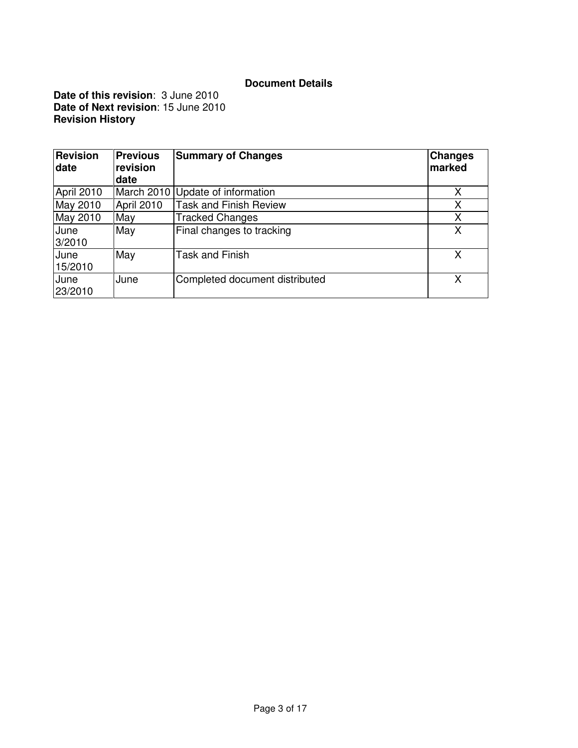## Document Details

**Date of this revision**: 3 June 2010
**Date of Next revision**: 15 June 2010
**Revision History**

| Revision date | Previous revision date | Summary of Changes | Changes marked |
|---|---|---|---|
| April 2010 | March 2010 | Update of information | X |
| May 2010 | April 2010 | Task and Finish Review | X |
| May 2010 | May | Tracked Changes | X |
| June 3/2010 | May | Final changes to tracking | X |
| June 15/2010 | May | Task and Finish | X |
| June 23/2010 | June | Completed document distributed | X |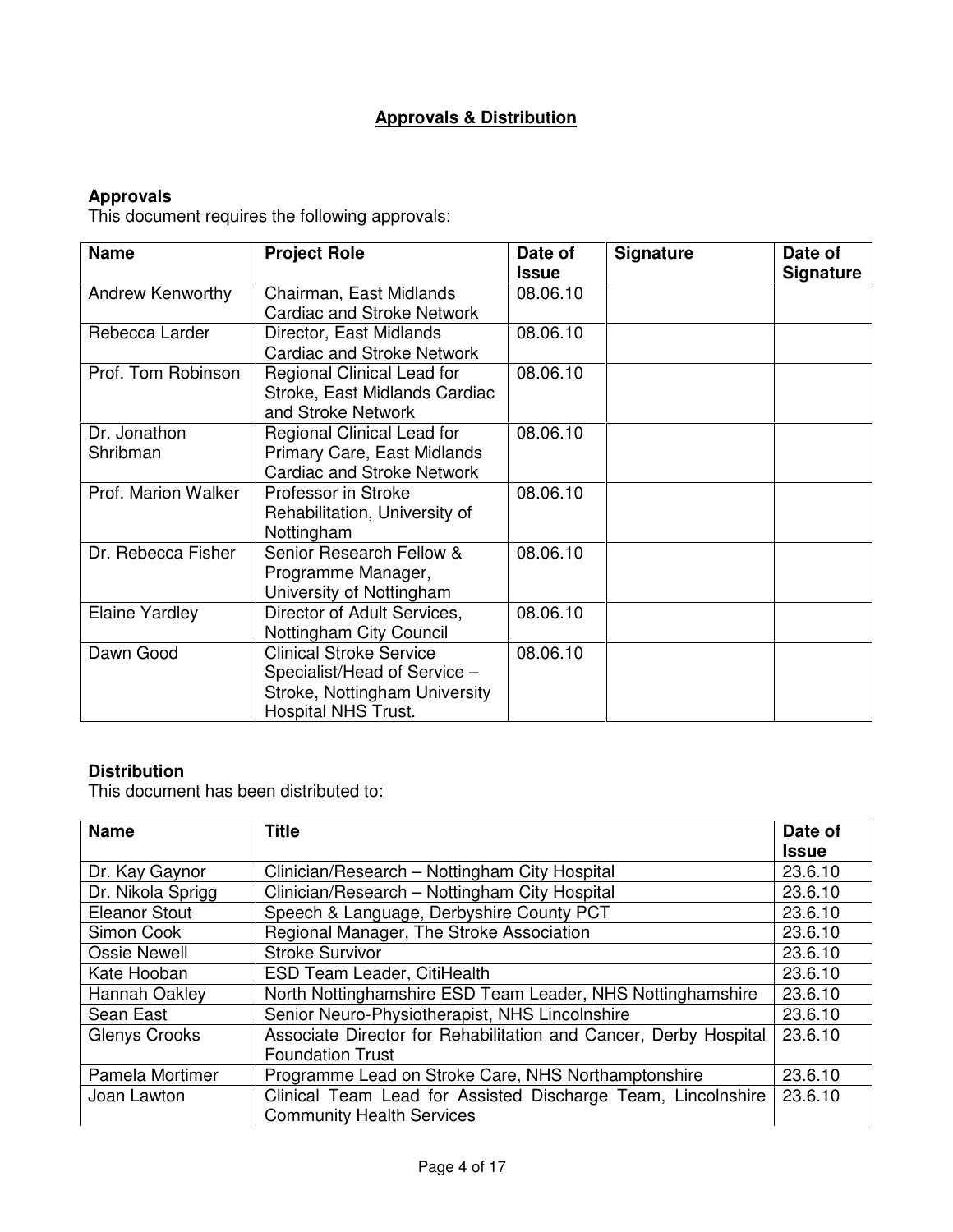# Approvals & Distribution

## Approvals

This document requires the following approvals:

| Name | Project Role | Date of Issue | Signature | Date of Signature |
|---|---|---|---|---|
| Andrew Kenworthy | Chairman, East Midlands Cardiac and Stroke Network | 08.06.10 | | |
| Rebecca Larder | Director, East Midlands Cardiac and Stroke Network | 08.06.10 | | |
| Prof. Tom Robinson | Regional Clinical Lead for Stroke, East Midlands Cardiac and Stroke Network | 08.06.10 | | |
| Dr. Jonathon Shribman | Regional Clinical Lead for Primary Care, East Midlands Cardiac and Stroke Network | 08.06.10 | | |
| Prof. Marion Walker | Professor in Stroke Rehabilitation, University of Nottingham | 08.06.10 | | |
| Dr. Rebecca Fisher | Senior Research Fellow & Programme Manager, University of Nottingham | 08.06.10 | | |
| Elaine Yardley | Director of Adult Services, Nottingham City Council | 08.06.10 | | |
| Dawn Good | Clinical Stroke Service Specialist/Head of Service – Stroke, Nottingham University Hospital NHS Trust. | 08.06.10 | | |

## Distribution

This document has been distributed to:

| Name | Title | Date of Issue |
|---|---|---|
| Dr. Kay Gaynor | Clinician/Research – Nottingham City Hospital | 23.6.10 |
| Dr. Nikola Sprigg | Clinician/Research – Nottingham City Hospital | 23.6.10 |
| Eleanor Stout | Speech & Language, Derbyshire County PCT | 23.6.10 |
| Simon Cook | Regional Manager, The Stroke Association | 23.6.10 |
| Ossie Newell | Stroke Survivor | 23.6.10 |
| Kate Hooban | ESD Team Leader, CitiHealth | 23.6.10 |
| Hannah Oakley | North Nottinghamshire ESD Team Leader, NHS Nottinghamshire | 23.6.10 |
| Sean East | Senior Neuro-Physiotherapist, NHS Lincolnshire | 23.6.10 |
| Glenys Crooks | Associate Director for Rehabilitation and Cancer, Derby Hospital Foundation Trust | 23.6.10 |
| Pamela Mortimer | Programme Lead on Stroke Care, NHS Northamptonshire | 23.6.10 |
| Joan Lawton | Clinical Team Lead for Assisted Discharge Team, Lincolnshire Community Health Services | 23.6.10 |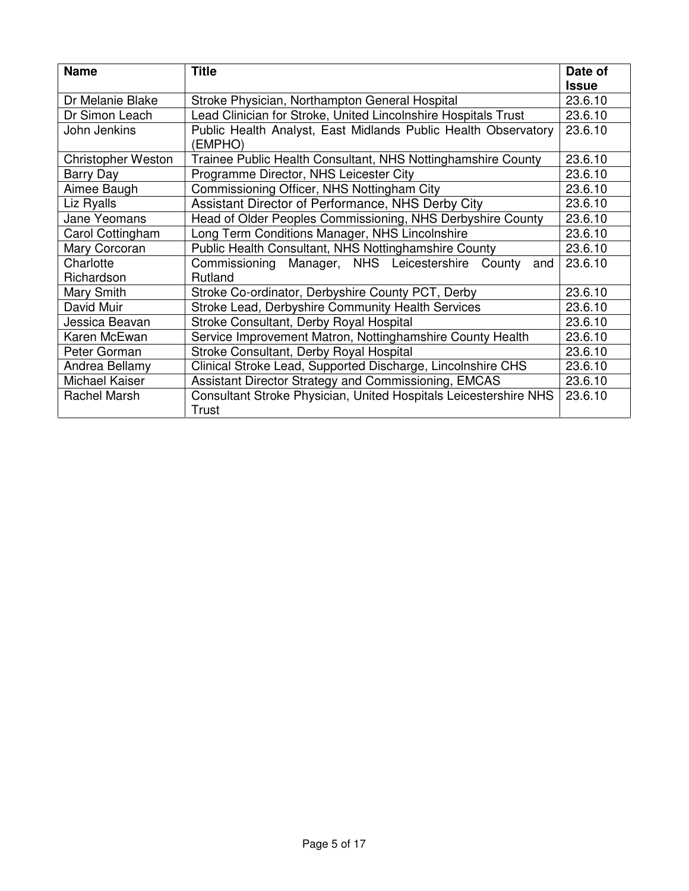| Name | Title | Date of Issue |
| --- | --- | --- |
| Dr Melanie Blake | Stroke Physician, Northampton General Hospital | 23.6.10 |
| Dr Simon Leach | Lead Clinician for Stroke, United Lincolnshire Hospitals Trust | 23.6.10 |
| John Jenkins | Public Health Analyst, East Midlands Public Health Observatory (EMPHO) | 23.6.10 |
| Christopher Weston | Trainee Public Health Consultant, NHS Nottinghamshire County | 23.6.10 |
| Barry Day | Programme Director, NHS Leicester City | 23.6.10 |
| Aimee Baugh | Commissioning Officer, NHS Nottingham City | 23.6.10 |
| Liz Ryalls | Assistant Director of Performance, NHS Derby City | 23.6.10 |
| Jane Yeomans | Head of Older Peoples Commissioning, NHS Derbyshire County | 23.6.10 |
| Carol Cottingham | Long Term Conditions Manager, NHS Lincolnshire | 23.6.10 |
| Mary Corcoran | Public Health Consultant, NHS Nottinghamshire County | 23.6.10 |
| Charlotte Richardson | Commissioning Manager, NHS Leicestershire County and Rutland | 23.6.10 |
| Mary Smith | Stroke Co-ordinator, Derbyshire County PCT, Derby | 23.6.10 |
| David Muir | Stroke Lead, Derbyshire Community Health Services | 23.6.10 |
| Jessica Beavan | Stroke Consultant, Derby Royal Hospital | 23.6.10 |
| Karen McEwan | Service Improvement Matron, Nottinghamshire County Health | 23.6.10 |
| Peter Gorman | Stroke Consultant, Derby Royal Hospital | 23.6.10 |
| Andrea Bellamy | Clinical Stroke Lead, Supported Discharge, Lincolnshire CHS | 23.6.10 |
| Michael Kaiser | Assistant Director Strategy and Commissioning, EMCAS | 23.6.10 |
| Rachel Marsh | Consultant Stroke Physician, United Hospitals Leicestershire NHS Trust | 23.6.10 |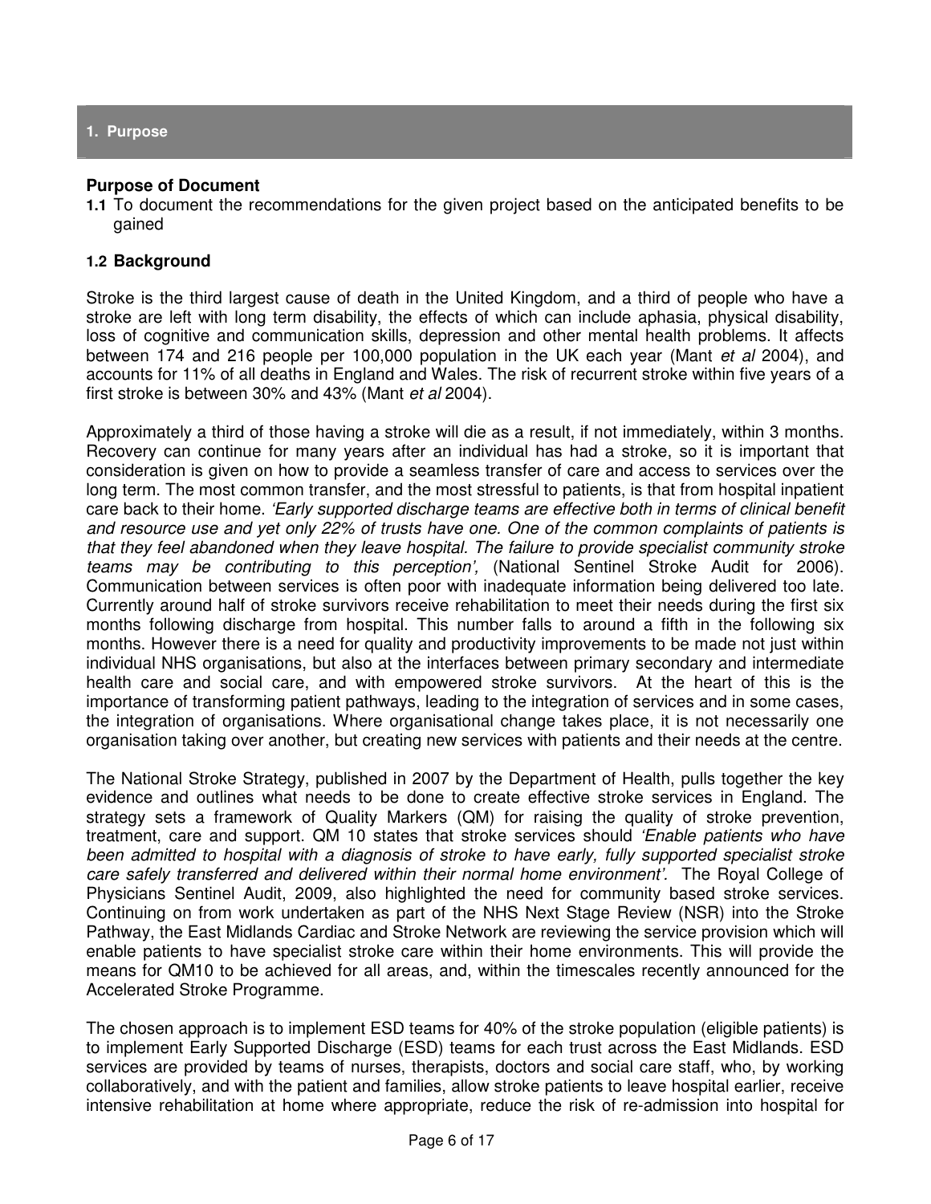## 1. Purpose

**Purpose of Document**

**1.1** To document the recommendations for the given project based on the anticipated benefits to be gained

### 1.2 Background

Stroke is the third largest cause of death in the United Kingdom, and a third of people who have a stroke are left with long term disability, the effects of which can include aphasia, physical disability, loss of cognitive and communication skills, depression and other mental health problems. It affects between 174 and 216 people per 100,000 population in the UK each year (Mant *et al* 2004), and accounts for 11% of all deaths in England and Wales. The risk of recurrent stroke within five years of a first stroke is between 30% and 43% (Mant *et al* 2004).

Approximately a third of those having a stroke will die as a result, if not immediately, within 3 months. Recovery can continue for many years after an individual has had a stroke, so it is important that consideration is given on how to provide a seamless transfer of care and access to services over the long term. The most common transfer, and the most stressful to patients, is that from hospital inpatient care back to their home. *'Early supported discharge teams are effective both in terms of clinical benefit and resource use and yet only 22% of trusts have one. One of the common complaints of patients is that they feel abandoned when they leave hospital. The failure to provide specialist community stroke teams may be contributing to this perception',* (National Sentinel Stroke Audit for 2006). Communication between services is often poor with inadequate information being delivered too late. Currently around half of stroke survivors receive rehabilitation to meet their needs during the first six months following discharge from hospital. This number falls to around a fifth in the following six months. However there is a need for quality and productivity improvements to be made not just within individual NHS organisations, but also at the interfaces between primary secondary and intermediate health care and social care, and with empowered stroke survivors. At the heart of this is the importance of transforming patient pathways, leading to the integration of services and in some cases, the integration of organisations. Where organisational change takes place, it is not necessarily one organisation taking over another, but creating new services with patients and their needs at the centre.

The National Stroke Strategy, published in 2007 by the Department of Health, pulls together the key evidence and outlines what needs to be done to create effective stroke services in England. The strategy sets a framework of Quality Markers (QM) for raising the quality of stroke prevention, treatment, care and support. QM 10 states that stroke services should *'Enable patients who have been admitted to hospital with a diagnosis of stroke to have early, fully supported specialist stroke care safely transferred and delivered within their normal home environment'.* The Royal College of Physicians Sentinel Audit, 2009, also highlighted the need for community based stroke services. Continuing on from work undertaken as part of the NHS Next Stage Review (NSR) into the Stroke Pathway, the East Midlands Cardiac and Stroke Network are reviewing the service provision which will enable patients to have specialist stroke care within their home environments. This will provide the means for QM10 to be achieved for all areas, and, within the timescales recently announced for the Accelerated Stroke Programme.

The chosen approach is to implement ESD teams for 40% of the stroke population (eligible patients) is to implement Early Supported Discharge (ESD) teams for each trust across the East Midlands. ESD services are provided by teams of nurses, therapists, doctors and social care staff, who, by working collaboratively, and with the patient and families, allow stroke patients to leave hospital earlier, receive intensive rehabilitation at home where appropriate, reduce the risk of re-admission into hospital for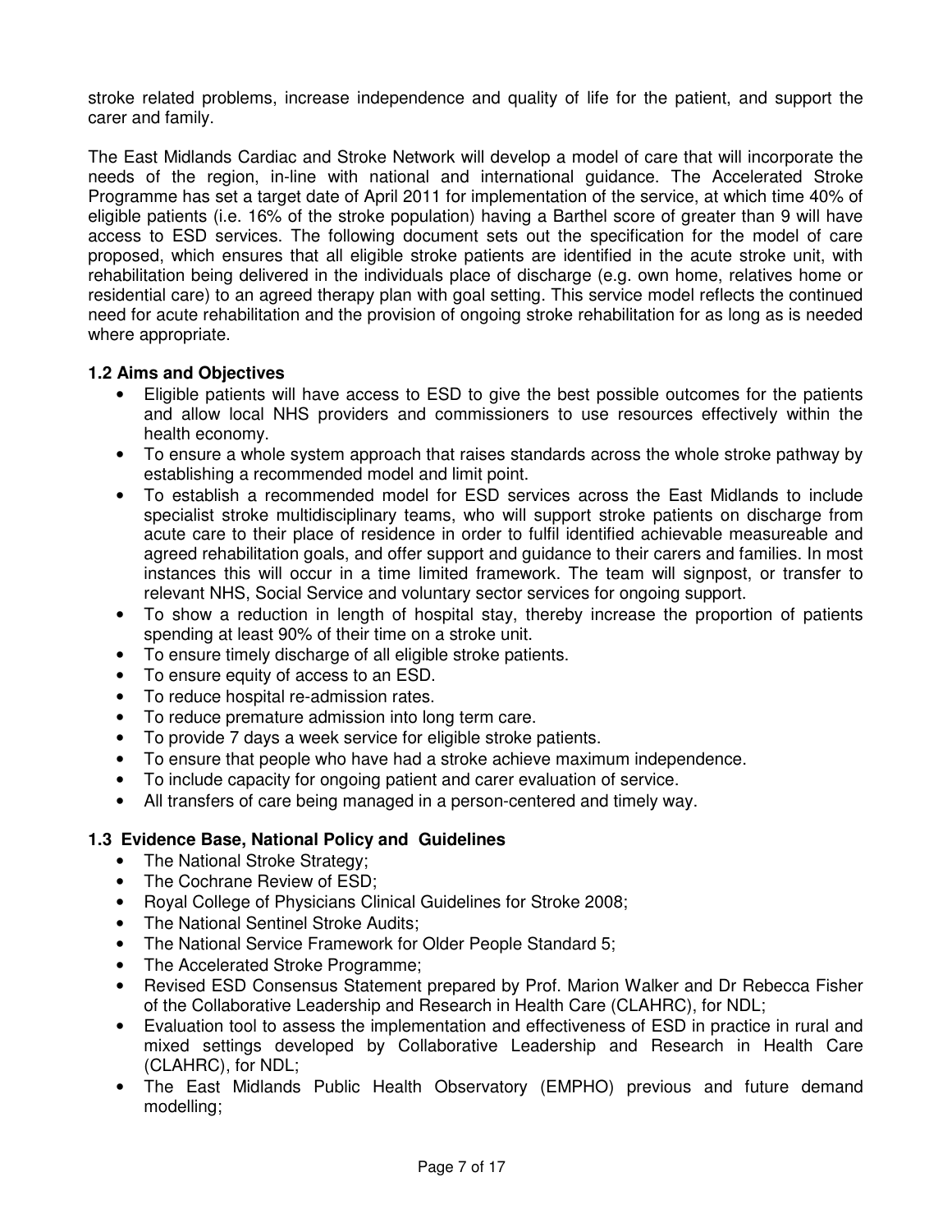stroke related problems, increase independence and quality of life for the patient, and support the carer and family.

The East Midlands Cardiac and Stroke Network will develop a model of care that will incorporate the needs of the region, in-line with national and international guidance. The Accelerated Stroke Programme has set a target date of April 2011 for implementation of the service, at which time 40% of eligible patients (i.e. 16% of the stroke population) having a Barthel score of greater than 9 will have access to ESD services. The following document sets out the specification for the model of care proposed, which ensures that all eligible stroke patients are identified in the acute stroke unit, with rehabilitation being delivered in the individuals place of discharge (e.g. own home, relatives home or residential care) to an agreed therapy plan with goal setting. This service model reflects the continued need for acute rehabilitation and the provision of ongoing stroke rehabilitation for as long as is needed where appropriate.

### 1.2 Aims and Objectives

- Eligible patients will have access to ESD to give the best possible outcomes for the patients and allow local NHS providers and commissioners to use resources effectively within the health economy.
- To ensure a whole system approach that raises standards across the whole stroke pathway by establishing a recommended model and limit point.
- To establish a recommended model for ESD services across the East Midlands to include specialist stroke multidisciplinary teams, who will support stroke patients on discharge from acute care to their place of residence in order to fulfil identified achievable measureable and agreed rehabilitation goals, and offer support and guidance to their carers and families. In most instances this will occur in a time limited framework. The team will signpost, or transfer to relevant NHS, Social Service and voluntary sector services for ongoing support.
- To show a reduction in length of hospital stay, thereby increase the proportion of patients spending at least 90% of their time on a stroke unit.
- To ensure timely discharge of all eligible stroke patients.
- To ensure equity of access to an ESD.
- To reduce hospital re-admission rates.
- To reduce premature admission into long term care.
- To provide 7 days a week service for eligible stroke patients.
- To ensure that people who have had a stroke achieve maximum independence.
- To include capacity for ongoing patient and carer evaluation of service.
- All transfers of care being managed in a person-centered and timely way.

### 1.3 Evidence Base, National Policy and Guidelines

- The National Stroke Strategy;
- The Cochrane Review of ESD;
- Royal College of Physicians Clinical Guidelines for Stroke 2008;
- The National Sentinel Stroke Audits;
- The National Service Framework for Older People Standard 5;
- The Accelerated Stroke Programme;
- Revised ESD Consensus Statement prepared by Prof. Marion Walker and Dr Rebecca Fisher of the Collaborative Leadership and Research in Health Care (CLAHRC), for NDL;
- Evaluation tool to assess the implementation and effectiveness of ESD in practice in rural and mixed settings developed by Collaborative Leadership and Research in Health Care (CLAHRC), for NDL;
- The East Midlands Public Health Observatory (EMPHO) previous and future demand modelling;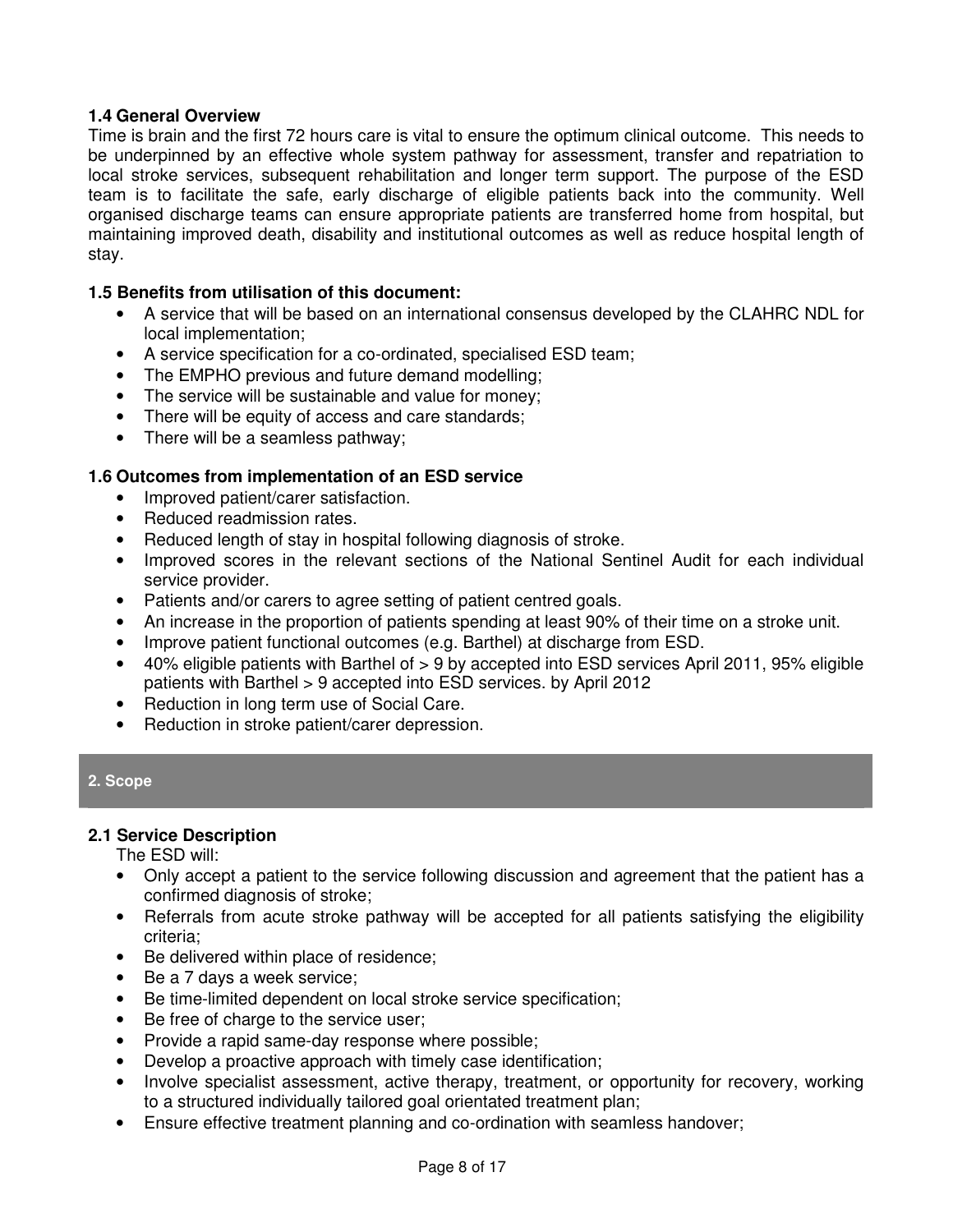### 1.4 General Overview

Time is brain and the first 72 hours care is vital to ensure the optimum clinical outcome. This needs to be underpinned by an effective whole system pathway for assessment, transfer and repatriation to local stroke services, subsequent rehabilitation and longer term support. The purpose of the ESD team is to facilitate the safe, early discharge of eligible patients back into the community. Well organised discharge teams can ensure appropriate patients are transferred home from hospital, but maintaining improved death, disability and institutional outcomes as well as reduce hospital length of stay.

### 1.5 Benefits from utilisation of this document:

- A service that will be based on an international consensus developed by the CLAHRC NDL for local implementation;
- A service specification for a co-ordinated, specialised ESD team;
- The EMPHO previous and future demand modelling;
- The service will be sustainable and value for money;
- There will be equity of access and care standards;
- There will be a seamless pathway;

### 1.6 Outcomes from implementation of an ESD service

- Improved patient/carer satisfaction.
- Reduced readmission rates.
- Reduced length of stay in hospital following diagnosis of stroke.
- Improved scores in the relevant sections of the National Sentinel Audit for each individual service provider.
- Patients and/or carers to agree setting of patient centred goals.
- An increase in the proportion of patients spending at least 90% of their time on a stroke unit.
- Improve patient functional outcomes (e.g. Barthel) at discharge from ESD.
- 40% eligible patients with Barthel of > 9 by accepted into ESD services April 2011, 95% eligible patients with Barthel > 9 accepted into ESD services. by April 2012
- Reduction in long term use of Social Care.
- Reduction in stroke patient/carer depression.

## 2. Scope

### 2.1 Service Description

The ESD will:

- Only accept a patient to the service following discussion and agreement that the patient has a confirmed diagnosis of stroke;
- Referrals from acute stroke pathway will be accepted for all patients satisfying the eligibility criteria;
- Be delivered within place of residence;
- Be a 7 days a week service;
- Be time-limited dependent on local stroke service specification;
- Be free of charge to the service user;
- Provide a rapid same-day response where possible;
- Develop a proactive approach with timely case identification;
- Involve specialist assessment, active therapy, treatment, or opportunity for recovery, working to a structured individually tailored goal orientated treatment plan;
- Ensure effective treatment planning and co-ordination with seamless handover;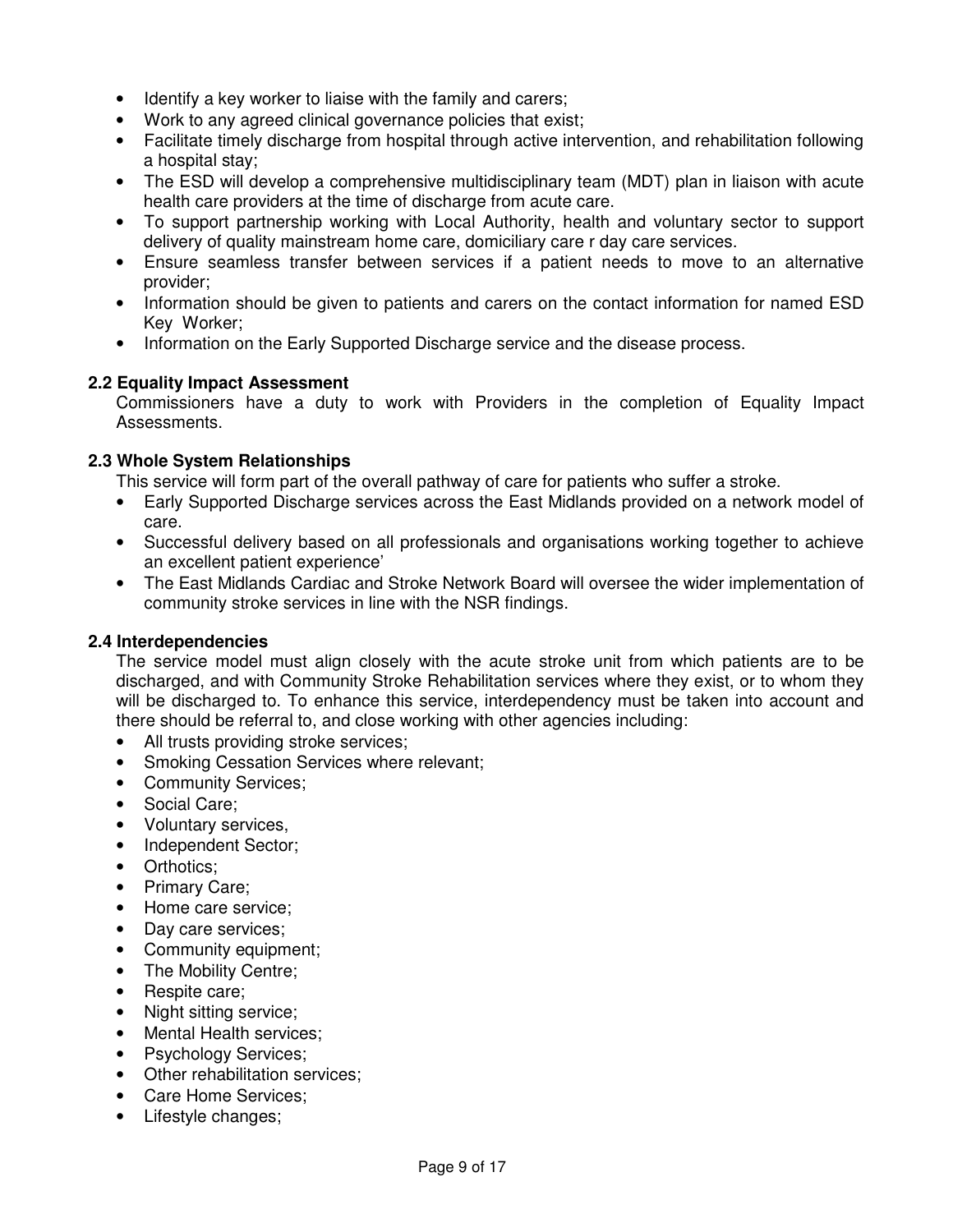- Identify a key worker to liaise with the family and carers;
- Work to any agreed clinical governance policies that exist;
- Facilitate timely discharge from hospital through active intervention, and rehabilitation following a hospital stay;
- The ESD will develop a comprehensive multidisciplinary team (MDT) plan in liaison with acute health care providers at the time of discharge from acute care.
- To support partnership working with Local Authority, health and voluntary sector to support delivery of quality mainstream home care, domiciliary care r day care services.
- Ensure seamless transfer between services if a patient needs to move to an alternative provider;
- Information should be given to patients and carers on the contact information for named ESD Key Worker;
- Information on the Early Supported Discharge service and the disease process.

**2.2 Equality Impact Assessment**

Commissioners have a duty to work with Providers in the completion of Equality Impact Assessments.

**2.3 Whole System Relationships**

This service will form part of the overall pathway of care for patients who suffer a stroke.

- Early Supported Discharge services across the East Midlands provided on a network model of care.
- Successful delivery based on all professionals and organisations working together to achieve an excellent patient experience'
- The East Midlands Cardiac and Stroke Network Board will oversee the wider implementation of community stroke services in line with the NSR findings.

**2.4 Interdependencies**

The service model must align closely with the acute stroke unit from which patients are to be discharged, and with Community Stroke Rehabilitation services where they exist, or to whom they will be discharged to. To enhance this service, interdependency must be taken into account and there should be referral to, and close working with other agencies including:

- All trusts providing stroke services;
- Smoking Cessation Services where relevant;
- Community Services;
- Social Care;
- Voluntary services,
- Independent Sector;
- Orthotics;
- Primary Care;
- Home care service;
- Day care services;
- Community equipment;
- The Mobility Centre;
- Respite care;
- Night sitting service;
- Mental Health services;
- Psychology Services;
- Other rehabilitation services;
- Care Home Services;
- Lifestyle changes;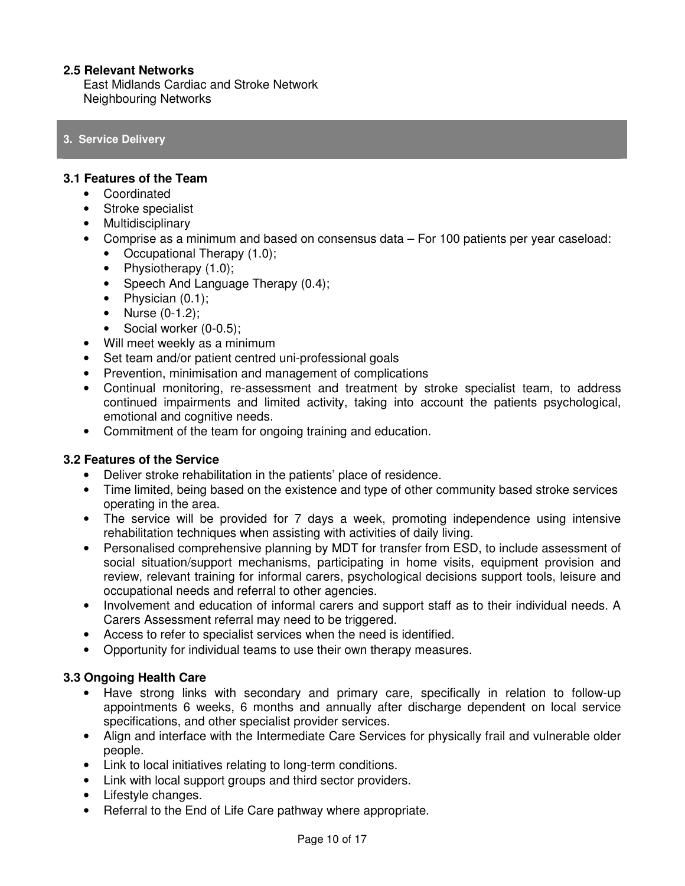### 2.5 Relevant Networks

East Midlands Cardiac and Stroke Network
Neighbouring Networks

## 3. Service Delivery

### 3.1 Features of the Team

- Coordinated
- Stroke specialist
- Multidisciplinary
- Comprise as a minimum and based on consensus data – For 100 patients per year caseload:
  - Occupational Therapy (1.0);
  - Physiotherapy (1.0);
  - Speech And Language Therapy (0.4);
  - Physician (0.1);
  - Nurse (0-1.2);
  - Social worker (0-0.5);
- Will meet weekly as a minimum
- Set team and/or patient centred uni-professional goals
- Prevention, minimisation and management of complications
- Continual monitoring, re-assessment and treatment by stroke specialist team, to address continued impairments and limited activity, taking into account the patients psychological, emotional and cognitive needs.
- Commitment of the team for ongoing training and education.

### 3.2 Features of the Service

- Deliver stroke rehabilitation in the patients' place of residence.
- Time limited, being based on the existence and type of other community based stroke services operating in the area.
- The service will be provided for 7 days a week, promoting independence using intensive rehabilitation techniques when assisting with activities of daily living.
- Personalised comprehensive planning by MDT for transfer from ESD, to include assessment of social situation/support mechanisms, participating in home visits, equipment provision and review, relevant training for informal carers, psychological decisions support tools, leisure and occupational needs and referral to other agencies.
- Involvement and education of informal carers and support staff as to their individual needs. A Carers Assessment referral may need to be triggered.
- Access to refer to specialist services when the need is identified.
- Opportunity for individual teams to use their own therapy measures.

### 3.3 Ongoing Health Care

- Have strong links with secondary and primary care, specifically in relation to follow-up appointments 6 weeks, 6 months and annually after discharge dependent on local service specifications, and other specialist provider services.
- Align and interface with the Intermediate Care Services for physically frail and vulnerable older people.
- Link to local initiatives relating to long-term conditions.
- Link with local support groups and third sector providers.
- Lifestyle changes.
- Referral to the End of Life Care pathway where appropriate.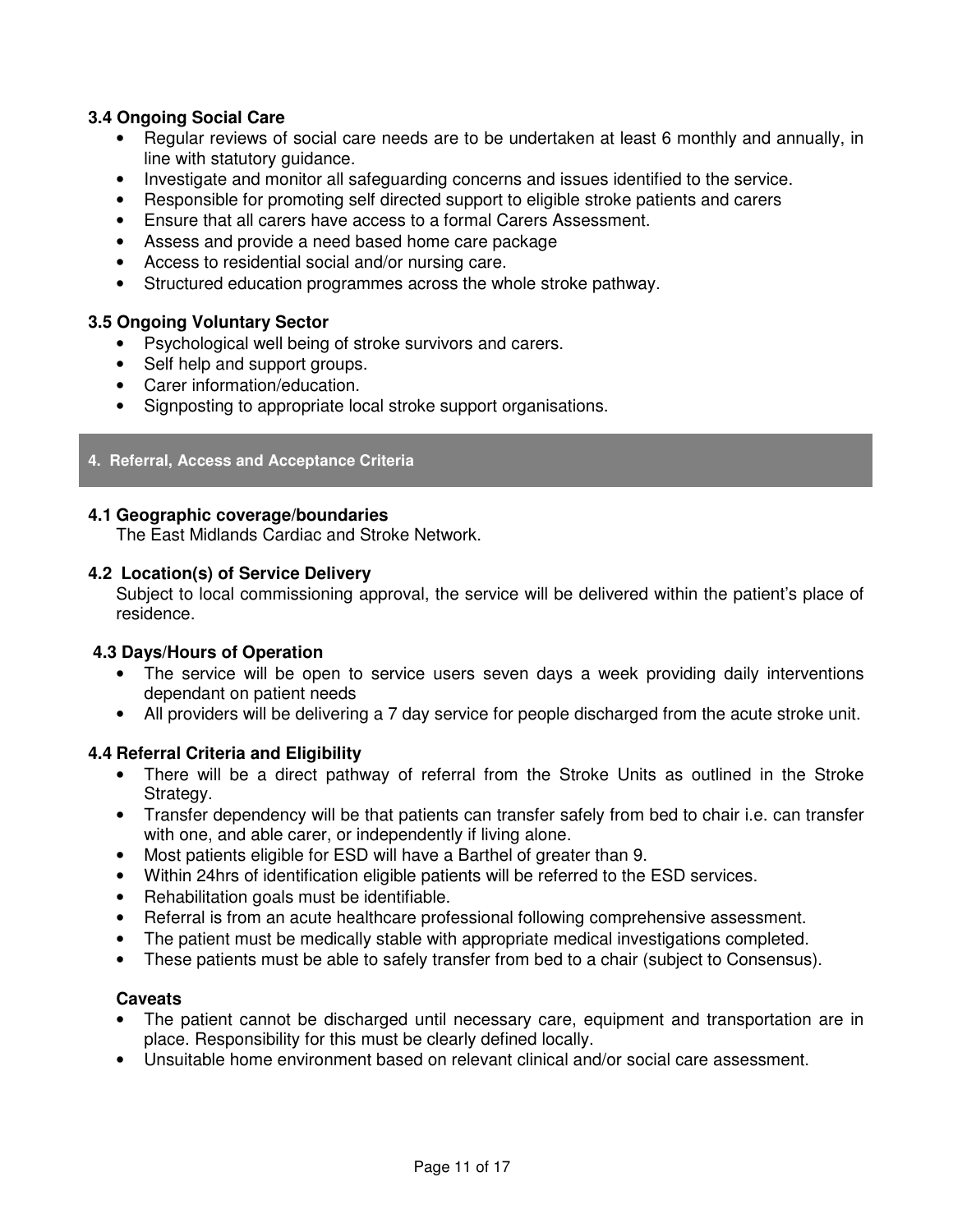### 3.4 Ongoing Social Care

- Regular reviews of social care needs are to be undertaken at least 6 monthly and annually, in line with statutory guidance.
- Investigate and monitor all safeguarding concerns and issues identified to the service.
- Responsible for promoting self directed support to eligible stroke patients and carers
- Ensure that all carers have access to a formal Carers Assessment.
- Assess and provide a need based home care package
- Access to residential social and/or nursing care.
- Structured education programmes across the whole stroke pathway.

### 3.5 Ongoing Voluntary Sector

- Psychological well being of stroke survivors and carers.
- Self help and support groups.
- Carer information/education.
- Signposting to appropriate local stroke support organisations.

## 4. Referral, Access and Acceptance Criteria

### 4.1 Geographic coverage/boundaries

The East Midlands Cardiac and Stroke Network.

### 4.2 Location(s) of Service Delivery

Subject to local commissioning approval, the service will be delivered within the patient's place of residence.

### 4.3 Days/Hours of Operation

- The service will be open to service users seven days a week providing daily interventions dependant on patient needs
- All providers will be delivering a 7 day service for people discharged from the acute stroke unit.

### 4.4 Referral Criteria and Eligibility

- There will be a direct pathway of referral from the Stroke Units as outlined in the Stroke Strategy.
- Transfer dependency will be that patients can transfer safely from bed to chair i.e. can transfer with one, and able carer, or independently if living alone.
- Most patients eligible for ESD will have a Barthel of greater than 9.
- Within 24hrs of identification eligible patients will be referred to the ESD services.
- Rehabilitation goals must be identifiable.
- Referral is from an acute healthcare professional following comprehensive assessment.
- The patient must be medically stable with appropriate medical investigations completed.
- These patients must be able to safely transfer from bed to a chair (subject to Consensus).

**Caveats**

- The patient cannot be discharged until necessary care, equipment and transportation are in place. Responsibility for this must be clearly defined locally.
- Unsuitable home environment based on relevant clinical and/or social care assessment.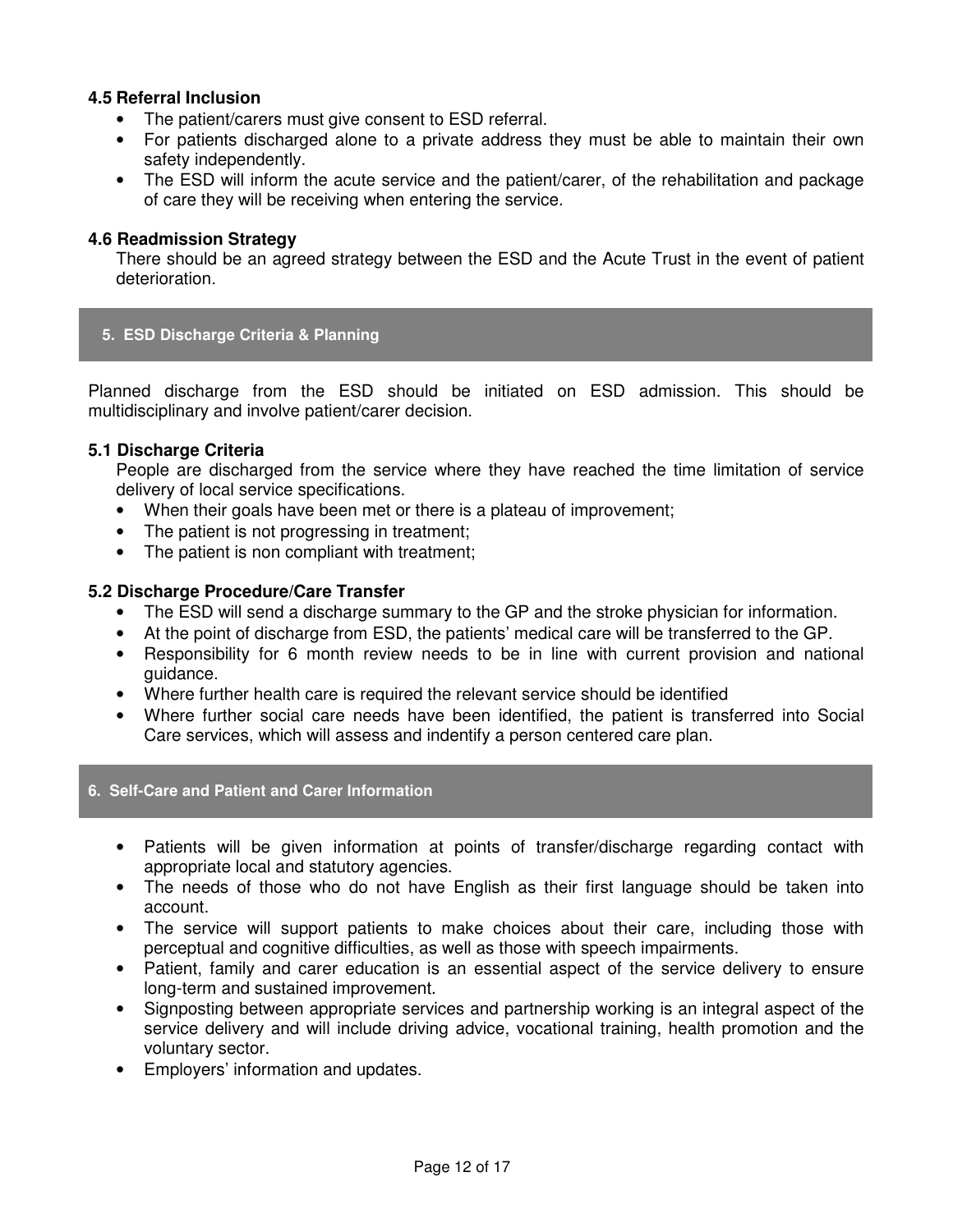### 4.5 Referral Inclusion

- The patient/carers must give consent to ESD referral.
- For patients discharged alone to a private address they must be able to maintain their own safety independently.
- The ESD will inform the acute service and the patient/carer, of the rehabilitation and package of care they will be receiving when entering the service.

### 4.6 Readmission Strategy

There should be an agreed strategy between the ESD and the Acute Trust in the event of patient deterioration.

## 5. ESD Discharge Criteria & Planning

Planned discharge from the ESD should be initiated on ESD admission. This should be multidisciplinary and involve patient/carer decision.

### 5.1 Discharge Criteria

People are discharged from the service where they have reached the time limitation of service delivery of local service specifications.

- When their goals have been met or there is a plateau of improvement;
- The patient is not progressing in treatment;
- The patient is non compliant with treatment;

### 5.2 Discharge Procedure/Care Transfer

- The ESD will send a discharge summary to the GP and the stroke physician for information.
- At the point of discharge from ESD, the patients' medical care will be transferred to the GP.
- Responsibility for 6 month review needs to be in line with current provision and national guidance.
- Where further health care is required the relevant service should be identified
- Where further social care needs have been identified, the patient is transferred into Social Care services, which will assess and indentify a person centered care plan.

## 6. Self-Care and Patient and Carer Information

- Patients will be given information at points of transfer/discharge regarding contact with appropriate local and statutory agencies.
- The needs of those who do not have English as their first language should be taken into account.
- The service will support patients to make choices about their care, including those with perceptual and cognitive difficulties, as well as those with speech impairments.
- Patient, family and carer education is an essential aspect of the service delivery to ensure long-term and sustained improvement.
- Signposting between appropriate services and partnership working is an integral aspect of the service delivery and will include driving advice, vocational training, health promotion and the voluntary sector.
- Employers' information and updates.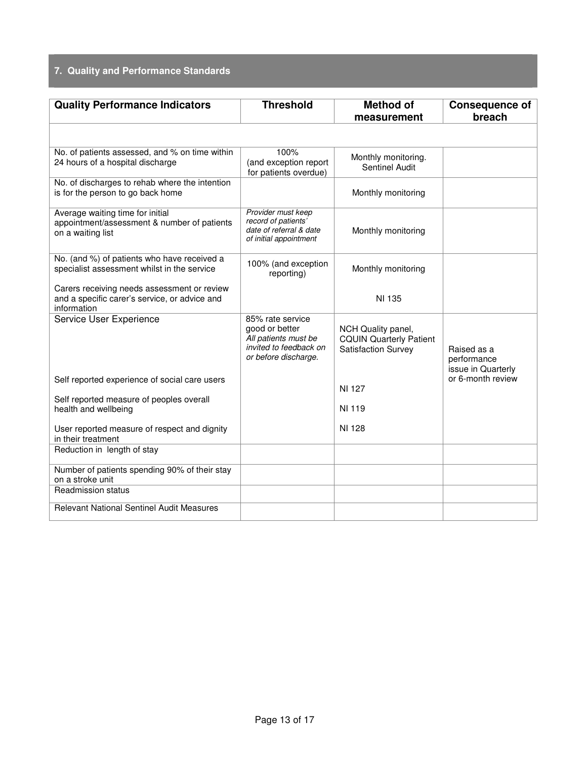## 7. Quality and Performance Standards

| Quality Performance Indicators | Threshold | Method of measurement | Consequence of breach |
|---|---|---|---|
| | | | |
| No. of patients assessed, and % on time within 24 hours of a hospital discharge | 100% (and exception report for patients overdue) | Monthly monitoring. Sentinel Audit | |
| No. of discharges to rehab where the intention is for the person to go back home | | Monthly monitoring | |
| Average waiting time for initial appointment/assessment & number of patients on a waiting list | *Provider must keep record of patients' date of referral & date of initial appointment* | Monthly monitoring | |
| No. (and %) of patients who have received a specialist assessment whilst in the service<br><br>Carers receiving needs assessment or review and a specific carer's service, or advice and information | 100% (and exception reporting) | Monthly monitoring<br><br>NI 135 | |
| Service User Experience<br><br>Self reported experience of social care users<br><br>Self reported measure of peoples overall health and wellbeing<br><br>User reported measure of respect and dignity in their treatment | 85% rate service good or better<br>*All patients must be invited to feedback on or before discharge.* | NCH Quality panel, CQUIN Quarterly Patient Satisfaction Survey<br><br>NI 127<br><br>NI 119<br><br>NI 128 | Raised as a performance issue in Quarterly or 6-month review |
| Reduction in length of stay | | | |
| Number of patients spending 90% of their stay on a stroke unit | | | |
| Readmission status | | | |
| Relevant National Sentinel Audit Measures | | | |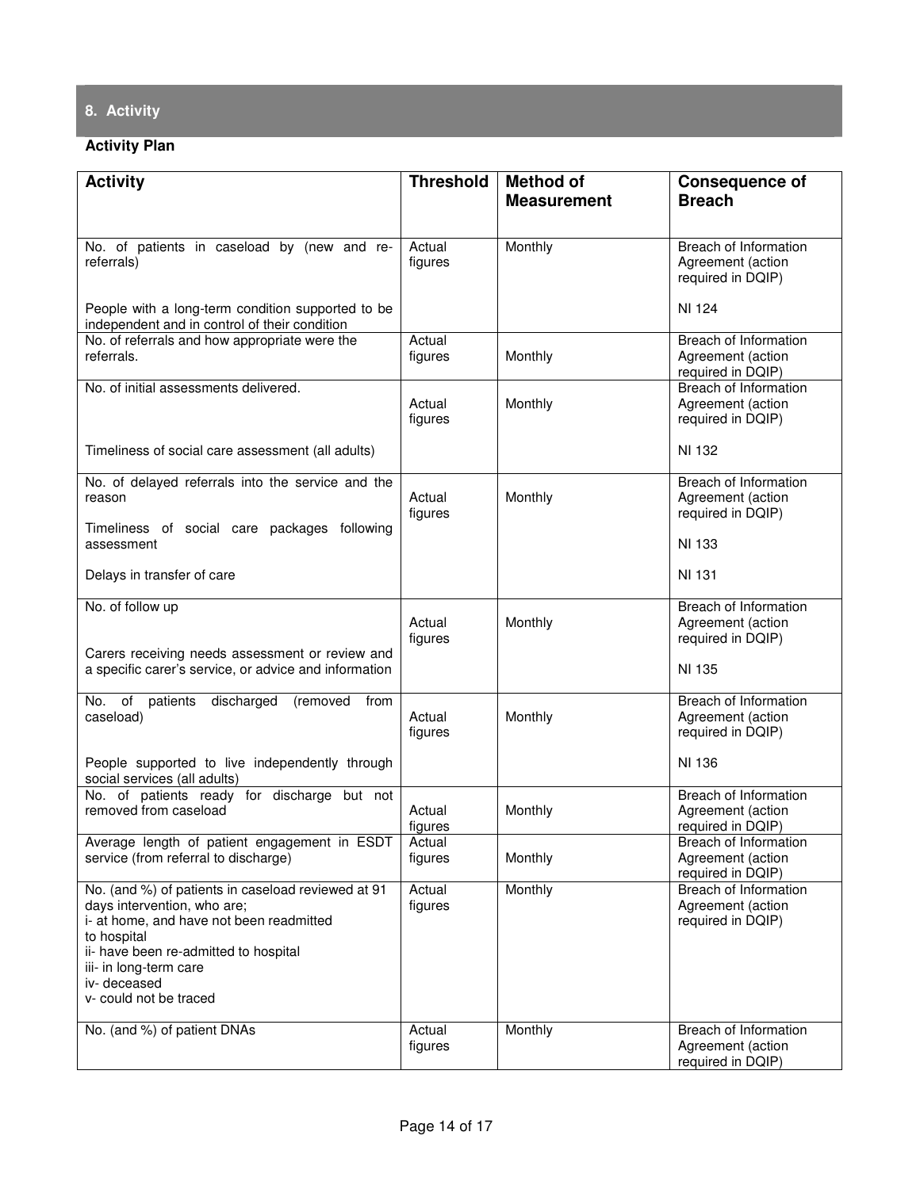## 8. Activity

**Activity Plan**

| Activity | Threshold | Method of Measurement | Consequence of Breach |
|---|---|---|---|
| No. of patients in caseload by (new and re-referrals)<br><br>People with a long-term condition supported to be independent and in control of their condition | Actual figures | Monthly | Breach of Information Agreement (action required in DQIP)<br><br>NI 124 |
| No. of referrals and how appropriate were the referrals. | Actual figures | Monthly | Breach of Information Agreement (action required in DQIP) |
| No. of initial assessments delivered.<br><br>Timeliness of social care assessment (all adults) | Actual figures | Monthly | Breach of Information Agreement (action required in DQIP)<br><br>NI 132 |
| No. of delayed referrals into the service and the reason<br><br>Timeliness of social care packages following assessment<br><br>Delays in transfer of care | Actual figures | Monthly | Breach of Information Agreement (action required in DQIP)<br><br>NI 133<br><br>NI 131 |
| No. of follow up<br><br>Carers receiving needs assessment or review and a specific carer's service, or advice and information | Actual figures | Monthly | Breach of Information Agreement (action required in DQIP)<br><br>NI 135 |
| No. of patients discharged (removed from caseload)<br><br>People supported to live independently through social services (all adults) | Actual figures | Monthly | Breach of Information Agreement (action required in DQIP)<br><br>NI 136 |
| No. of patients ready for discharge but not removed from caseload | Actual figures | Monthly | Breach of Information Agreement (action required in DQIP) |
| Average length of patient engagement in ESDT service (from referral to discharge) | Actual figures | Monthly | Breach of Information Agreement (action required in DQIP) |
| No. (and %) of patients in caseload reviewed at 91 days intervention, who are;<br>i- at home, and have not been readmitted to hospital<br>ii- have been re-admitted to hospital<br>iii- in long-term care<br>iv- deceased<br>v- could not be traced | Actual figures | Monthly | Breach of Information Agreement (action required in DQIP) |
| No. (and %) of patient DNAs | Actual figures | Monthly | Breach of Information Agreement (action required in DQIP) |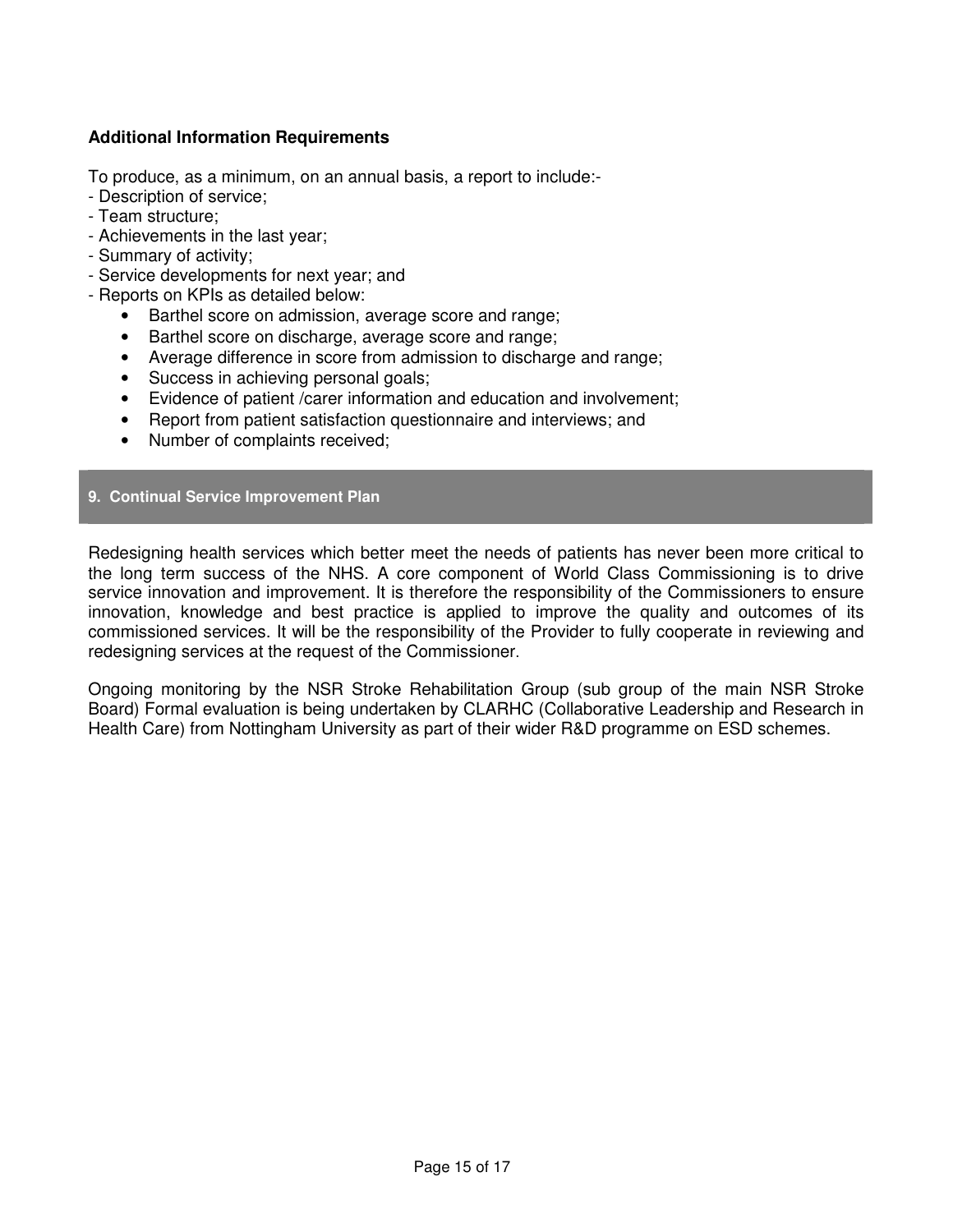**Additional Information Requirements**

To produce, as a minimum, on an annual basis, a report to include:-
- Description of service;
- Team structure;
- Achievements in the last year;
- Summary of activity;
- Service developments for next year; and
- Reports on KPIs as detailed below:
    - Barthel score on admission, average score and range;
    - Barthel score on discharge, average score and range;
    - Average difference in score from admission to discharge and range;
    - Success in achieving personal goals;
    - Evidence of patient /carer information and education and involvement;
    - Report from patient satisfaction questionnaire and interviews; and
    - Number of complaints received;

## 9. Continual Service Improvement Plan

Redesigning health services which better meet the needs of patients has never been more critical to the long term success of the NHS. A core component of World Class Commissioning is to drive service innovation and improvement. It is therefore the responsibility of the Commissioners to ensure innovation, knowledge and best practice is applied to improve the quality and outcomes of its commissioned services. It will be the responsibility of the Provider to fully cooperate in reviewing and redesigning services at the request of the Commissioner.

Ongoing monitoring by the NSR Stroke Rehabilitation Group (sub group of the main NSR Stroke Board) Formal evaluation is being undertaken by CLARHC (Collaborative Leadership and Research in Health Care) from Nottingham University as part of their wider R&D programme on ESD schemes.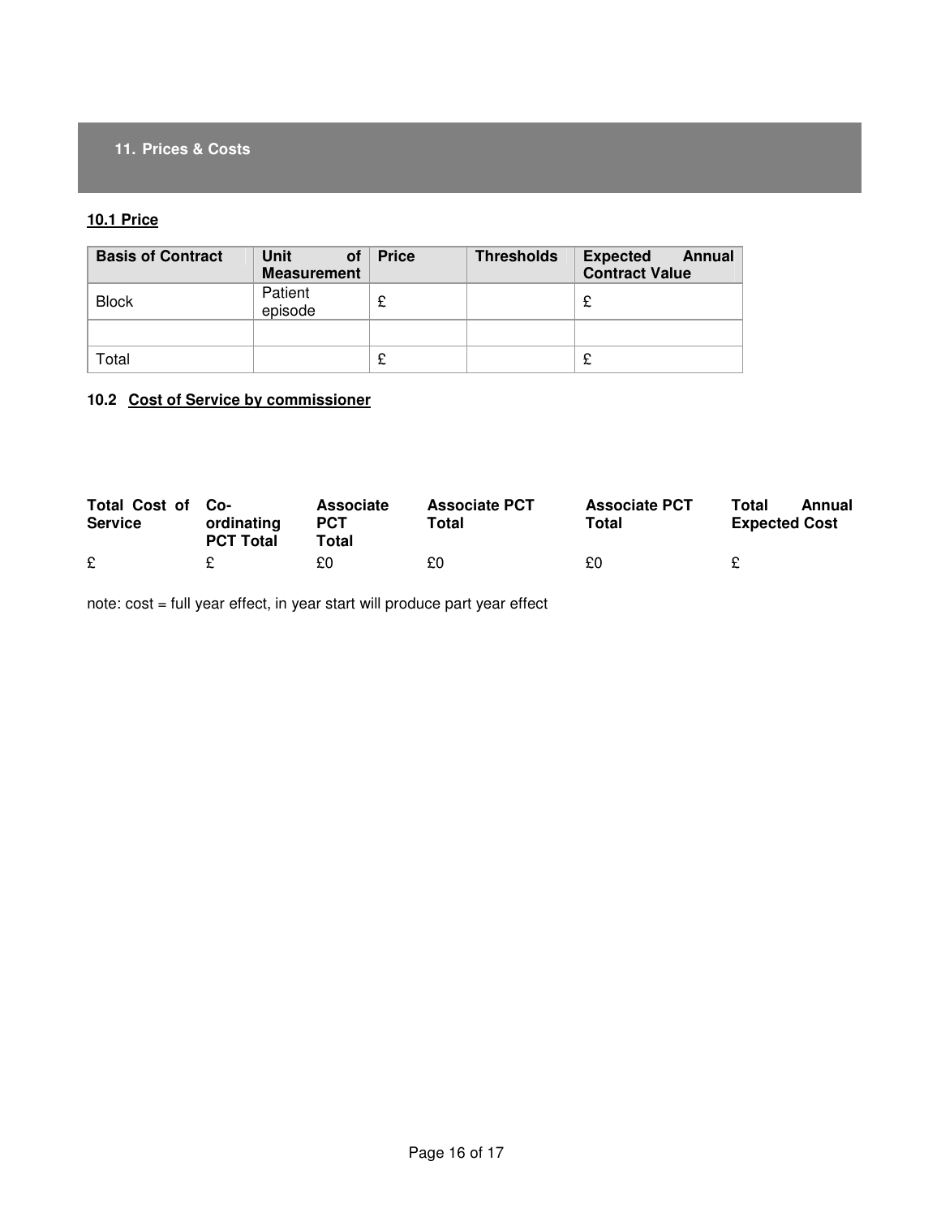## 11. Prices & Costs

**10.1 Price**

| Basis of Contract | Unit of Measurement | Price | Thresholds | Expected Annual Contract Value |
|---|---|---|---|---|
| Block | Patient episode | £ | | £ |
| | | | | |
| Total | | £ | | £ |

**10.2 Cost of Service by commissioner**

| Total Cost of Service | Co-ordinating PCT Total | Associate PCT Total | Associate PCT Total | Associate PCT Total | Total Annual Expected Cost |
|---|---|---|---|---|---|
| £ | £ | £0 | £0 | £0 | £ |

note: cost = full year effect, in year start will produce part year effect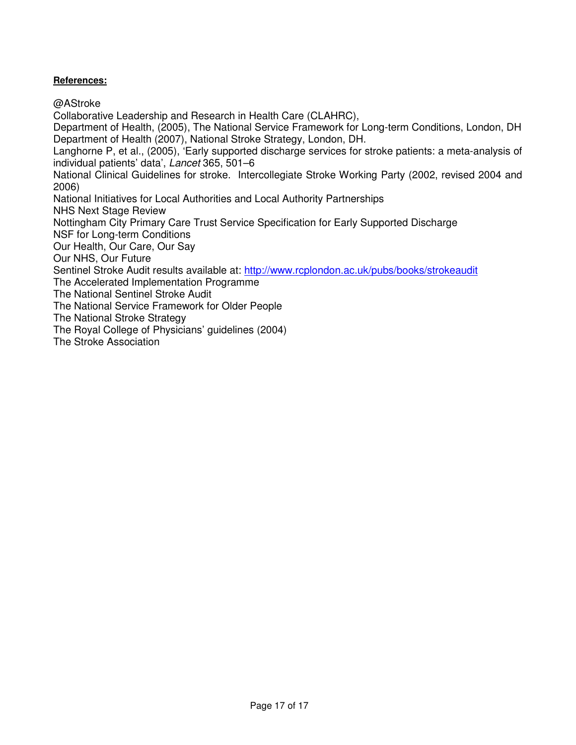**<u>References:</u>**

@AStroke
Collaborative Leadership and Research in Health Care (CLAHRC),
Department of Health, (2005), The National Service Framework for Long-term Conditions, London, DH
Department of Health (2007), National Stroke Strategy, London, DH.
Langhorne P, et al., (2005), 'Early supported discharge services for stroke patients: a meta-analysis of individual patients' data', *Lancet* 365, 501–6
National Clinical Guidelines for stroke. Intercollegiate Stroke Working Party (2002, revised 2004 and 2006)
National Initiatives for Local Authorities and Local Authority Partnerships
NHS Next Stage Review
Nottingham City Primary Care Trust Service Specification for Early Supported Discharge
NSF for Long-term Conditions
Our Health, Our Care, Our Say
Our NHS, Our Future
Sentinel Stroke Audit results available at: http://www.rcplondon.ac.uk/pubs/books/strokeaudit
The Accelerated Implementation Programme
The National Sentinel Stroke Audit
The National Service Framework for Older People
The National Stroke Strategy
The Royal College of Physicians' guidelines (2004)
The Stroke Association